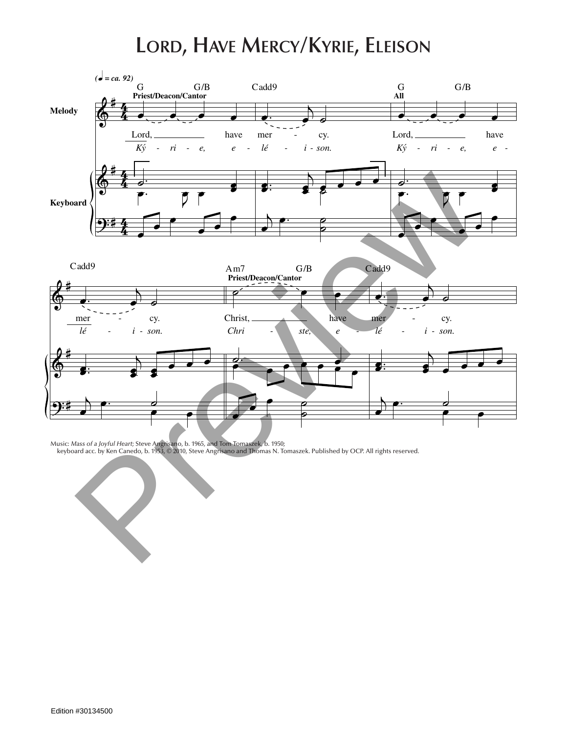# Lord, Have Mercy/Kyrie, Eleison

Music: *Mass of a Joyful Heart*; Steve Angrisano, b. 1965, and Tom Tomaszek, b. 1950; keyboard acc. by Ken Canedo, b. 1953, © 2010, Steve Angrisano and Thomas N. Tomaszek. Published by OCP. All rights reserved.

Edition #30134500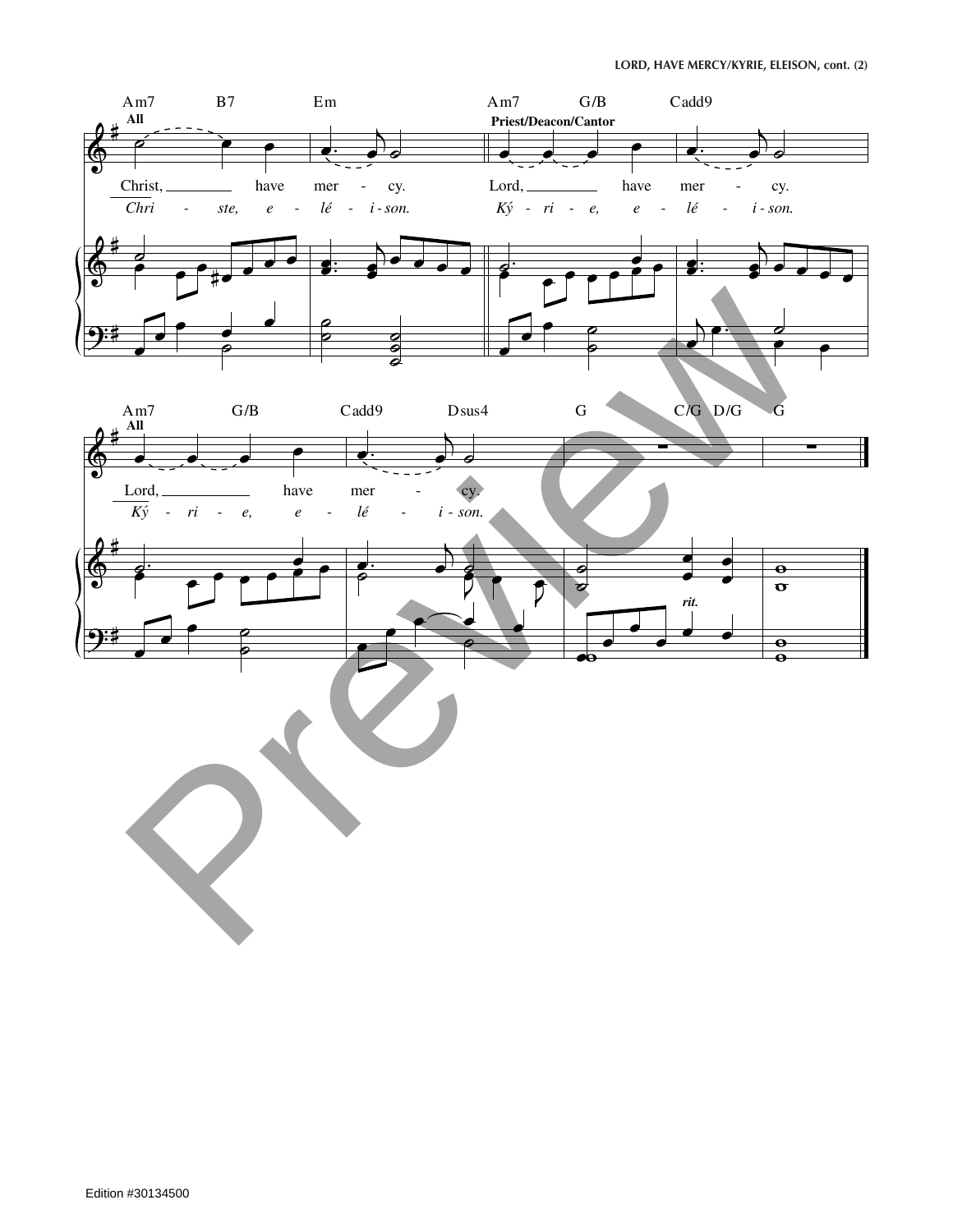Am7 B7 Em Am7 G/B Cadd9

All

Christ, have mer - cy.

*Chri - ste, e - lé - i - son.*

Priest/Deacon/Cantor

Lord, have mer - cy.

*Ký - ri - e, e - lé - i - son.*

Am7 G/B Cadd9 Dsus4 G C/G D/G G

All

Lord, have mer - cy.

*Ký - ri - e, e - lé - i - son.*

*rit.*

Edition #30134500